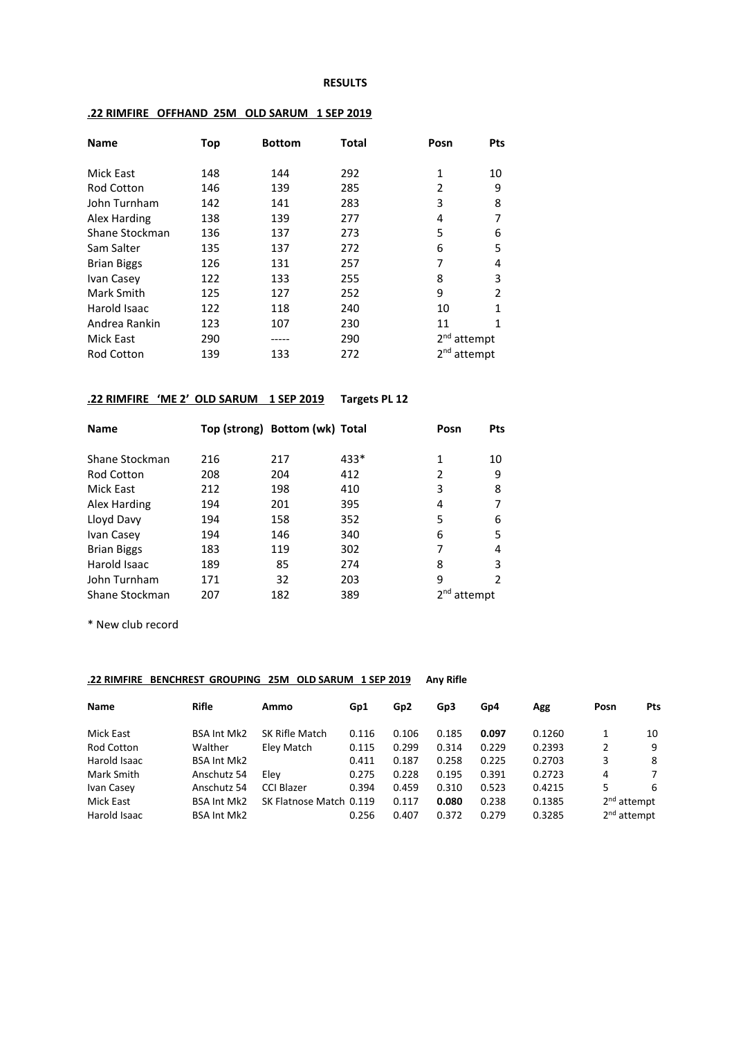**RESULTS**

**.22 RIMFIRE OFFHAND 25M OLD SARUM 1 SEP 2019**

| Name | Top | Bottom | Total | Posn | Pts |
|---|---|---|---|---|---|
| Mick East | 148 | 144 | 292 | 1 | 10 |
| Rod Cotton | 146 | 139 | 285 | 2 | 9 |
| John Turnham | 142 | 141 | 283 | 3 | 8 |
| Alex Harding | 138 | 139 | 277 | 4 | 7 |
| Shane Stockman | 136 | 137 | 273 | 5 | 6 |
| Sam Salter | 135 | 137 | 272 | 6 | 5 |
| Brian Biggs | 126 | 131 | 257 | 7 | 4 |
| Ivan Casey | 122 | 133 | 255 | 8 | 3 |
| Mark Smith | 125 | 127 | 252 | 9 | 2 |
| Harold Isaac | 122 | 118 | 240 | 10 | 1 |
| Andrea Rankin | 123 | 107 | 230 | 11 | 1 |
| Mick East | 290 | ----- | 290 | 2nd attempt | |
| Rod Cotton | 139 | 133 | 272 | 2nd attempt | |

**.22 RIMFIRE 'ME 2' OLD SARUM 1 SEP 2019 Targets PL 12**

| Name | Top (strong) | Bottom (wk) | Total | Posn | Pts |
|---|---|---|---|---|---|
| Shane Stockman | 216 | 217 | 433* | 1 | 10 |
| Rod Cotton | 208 | 204 | 412 | 2 | 9 |
| Mick East | 212 | 198 | 410 | 3 | 8 |
| Alex Harding | 194 | 201 | 395 | 4 | 7 |
| Lloyd Davy | 194 | 158 | 352 | 5 | 6 |
| Ivan Casey | 194 | 146 | 340 | 6 | 5 |
| Brian Biggs | 183 | 119 | 302 | 7 | 4 |
| Harold Isaac | 189 | 85 | 274 | 8 | 3 |
| John Turnham | 171 | 32 | 203 | 9 | 2 |
| Shane Stockman | 207 | 182 | 389 | 2nd attempt | |

\* New club record

**.22 RIMFIRE BENCHREST GROUPING 25M OLD SARUM 1 SEP 2019 Any Rifle**

| Name | Rifle | Ammo | Gp1 | Gp2 | Gp3 | Gp4 | Agg | Posn | Pts |
|---|---|---|---|---|---|---|---|---|---|
| Mick East | BSA Int Mk2 | SK Rifle Match | 0.116 | 0.106 | 0.185 | **0.097** | 0.1260 | 1 | 10 |
| Rod Cotton | Walther | Eley Match | 0.115 | 0.299 | 0.314 | 0.229 | 0.2393 | 2 | 9 |
| Harold Isaac | BSA Int Mk2 | | 0.411 | 0.187 | 0.258 | 0.225 | 0.2703 | 3 | 8 |
| Mark Smith | Anschutz 54 | Eley | 0.275 | 0.228 | 0.195 | 0.391 | 0.2723 | 4 | 7 |
| Ivan Casey | Anschutz 54 | CCI Blazer | 0.394 | 0.459 | 0.310 | 0.523 | 0.4215 | 5 | 6 |
| Mick East | BSA Int Mk2 | SK Flatnose Match | 0.119 | 0.117 | **0.080** | 0.238 | 0.1385 | 2nd attempt | |
| Harold Isaac | BSA Int Mk2 | | 0.256 | 0.407 | 0.372 | 0.279 | 0.3285 | 2nd attempt | |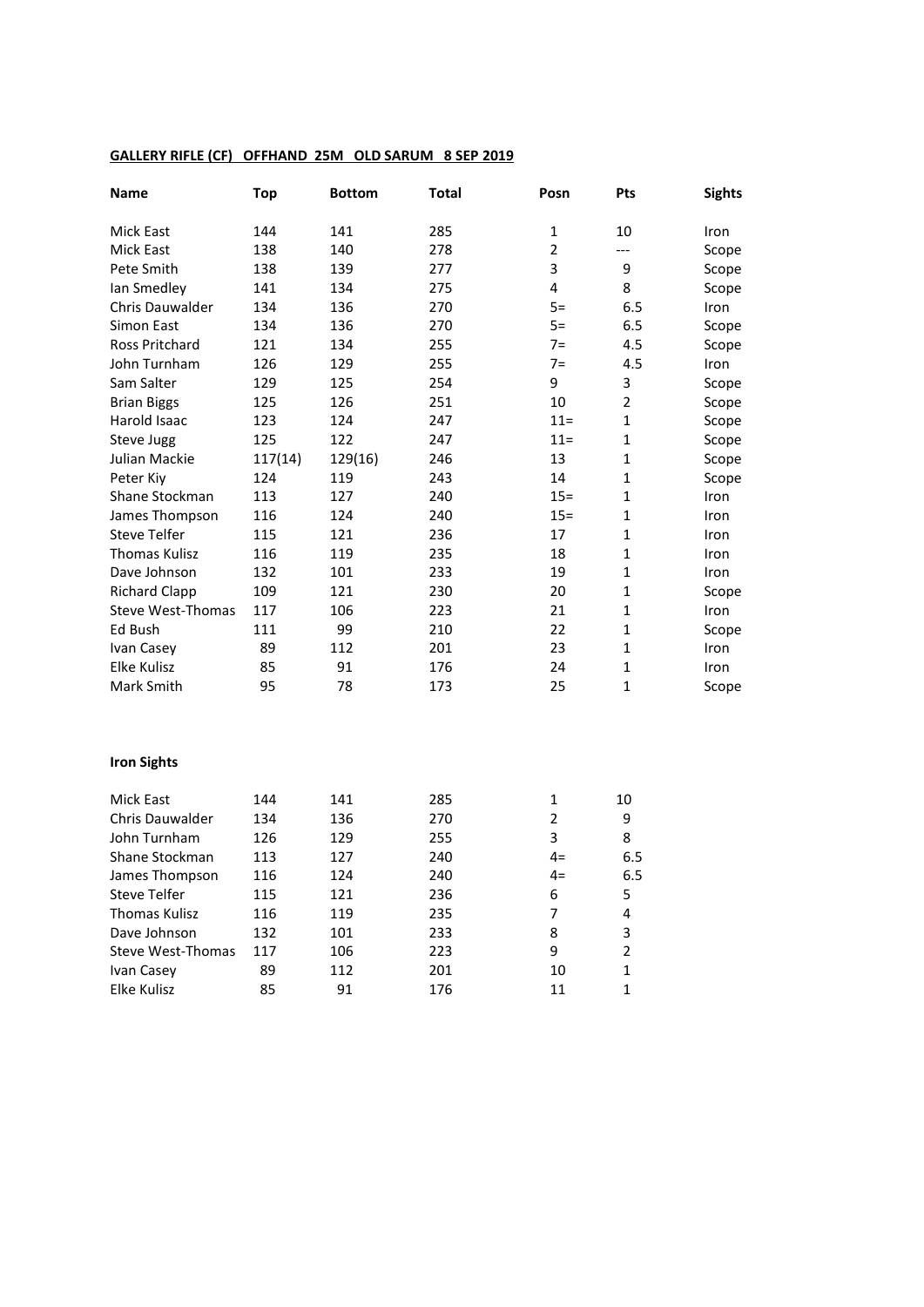**GALLERY RIFLE (CF)   OFFHAND  25M   OLD SARUM   8 SEP 2019**

| Name | Top | Bottom | Total | Posn | Pts | Sights |
|---|---|---|---|---|---|---|
| Mick East | 144 | 141 | 285 | 1 | 10 | Iron |
| Mick East | 138 | 140 | 278 | 2 | --- | Scope |
| Pete Smith | 138 | 139 | 277 | 3 | 9 | Scope |
| Ian Smedley | 141 | 134 | 275 | 4 | 8 | Scope |
| Chris Dauwalder | 134 | 136 | 270 | 5= | 6.5 | Iron |
| Simon East | 134 | 136 | 270 | 5= | 6.5 | Scope |
| Ross Pritchard | 121 | 134 | 255 | 7= | 4.5 | Scope |
| John Turnham | 126 | 129 | 255 | 7= | 4.5 | Iron |
| Sam Salter | 129 | 125 | 254 | 9 | 3 | Scope |
| Brian Biggs | 125 | 126 | 251 | 10 | 2 | Scope |
| Harold Isaac | 123 | 124 | 247 | 11= | 1 | Scope |
| Steve Jugg | 125 | 122 | 247 | 11= | 1 | Scope |
| Julian Mackie | 117(14) | 129(16) | 246 | 13 | 1 | Scope |
| Peter Kiy | 124 | 119 | 243 | 14 | 1 | Scope |
| Shane Stockman | 113 | 127 | 240 | 15= | 1 | Iron |
| James Thompson | 116 | 124 | 240 | 15= | 1 | Iron |
| Steve Telfer | 115 | 121 | 236 | 17 | 1 | Iron |
| Thomas Kulisz | 116 | 119 | 235 | 18 | 1 | Iron |
| Dave Johnson | 132 | 101 | 233 | 19 | 1 | Iron |
| Richard Clapp | 109 | 121 | 230 | 20 | 1 | Scope |
| Steve West-Thomas | 117 | 106 | 223 | 21 | 1 | Iron |
| Ed Bush | 111 | 99 | 210 | 22 | 1 | Scope |
| Ivan Casey | 89 | 112 | 201 | 23 | 1 | Iron |
| Elke Kulisz | 85 | 91 | 176 | 24 | 1 | Iron |
| Mark Smith | 95 | 78 | 173 | 25 | 1 | Scope |

**Iron Sights**

| Name | Top | Bottom | Total | Posn | Pts |
|---|---|---|---|---|---|
| Mick East | 144 | 141 | 285 | 1 | 10 |
| Chris Dauwalder | 134 | 136 | 270 | 2 | 9 |
| John Turnham | 126 | 129 | 255 | 3 | 8 |
| Shane Stockman | 113 | 127 | 240 | 4= | 6.5 |
| James Thompson | 116 | 124 | 240 | 4= | 6.5 |
| Steve Telfer | 115 | 121 | 236 | 6 | 5 |
| Thomas Kulisz | 116 | 119 | 235 | 7 | 4 |
| Dave Johnson | 132 | 101 | 233 | 8 | 3 |
| Steve West-Thomas | 117 | 106 | 223 | 9 | 2 |
| Ivan Casey | 89 | 112 | 201 | 10 | 1 |
| Elke Kulisz | 85 | 91 | 176 | 11 | 1 |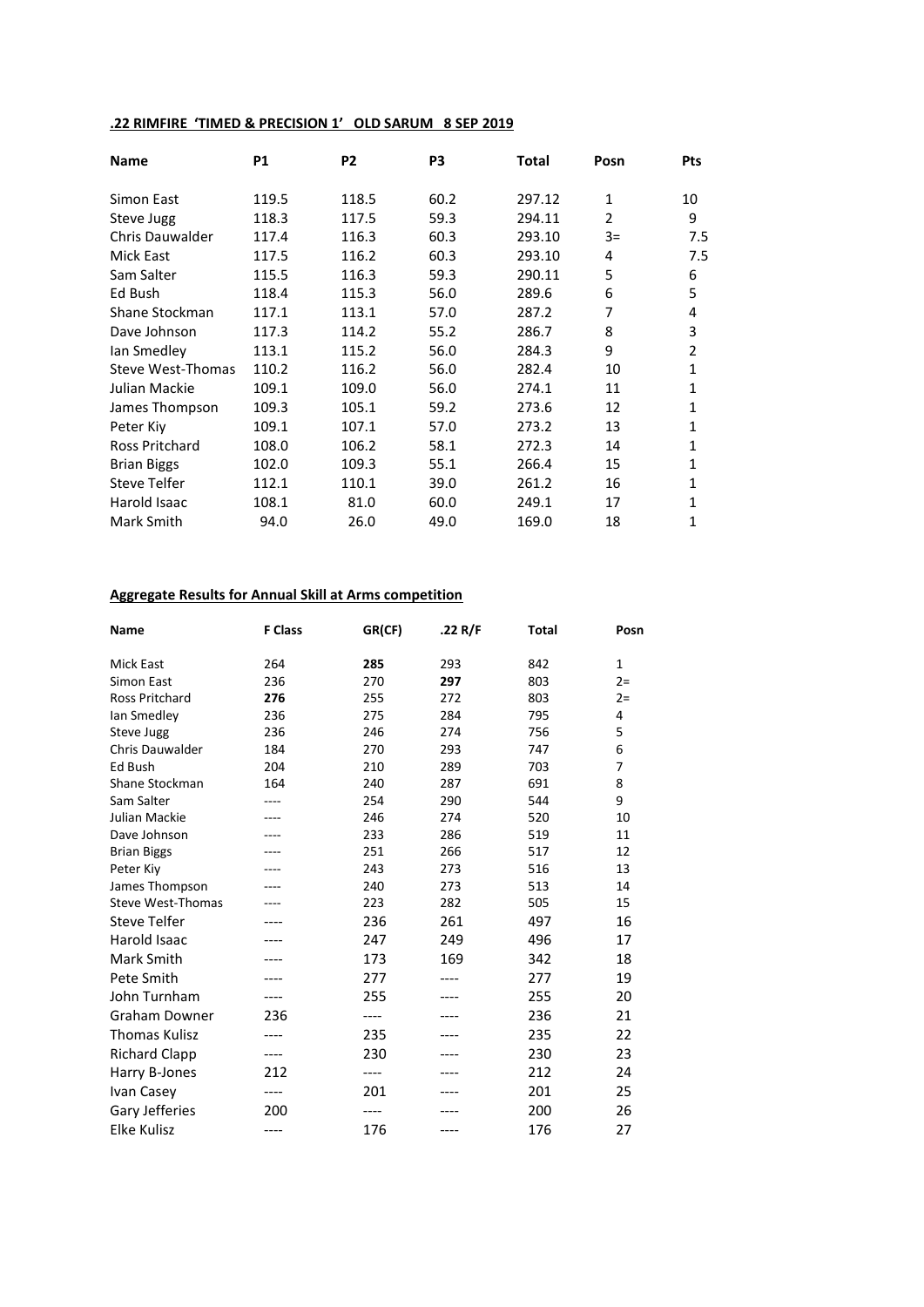**.22 RIMFIRE 'TIMED & PRECISION 1' OLD SARUM 8 SEP 2019**

| Name | P1 | P2 | P3 | Total | Posn | Pts |
|---|---|---|---|---|---|---|
| Simon East | 119.5 | 118.5 | 60.2 | 297.12 | 1 | 10 |
| Steve Jugg | 118.3 | 117.5 | 59.3 | 294.11 | 2 | 9 |
| Chris Dauwalder | 117.4 | 116.3 | 60.3 | 293.10 | 3= | 7.5 |
| Mick East | 117.5 | 116.2 | 60.3 | 293.10 | 4 | 7.5 |
| Sam Salter | 115.5 | 116.3 | 59.3 | 290.11 | 5 | 6 |
| Ed Bush | 118.4 | 115.3 | 56.0 | 289.6 | 6 | 5 |
| Shane Stockman | 117.1 | 113.1 | 57.0 | 287.2 | 7 | 4 |
| Dave Johnson | 117.3 | 114.2 | 55.2 | 286.7 | 8 | 3 |
| Ian Smedley | 113.1 | 115.2 | 56.0 | 284.3 | 9 | 2 |
| Steve West-Thomas | 110.2 | 116.2 | 56.0 | 282.4 | 10 | 1 |
| Julian Mackie | 109.1 | 109.0 | 56.0 | 274.1 | 11 | 1 |
| James Thompson | 109.3 | 105.1 | 59.2 | 273.6 | 12 | 1 |
| Peter Kiy | 109.1 | 107.1 | 57.0 | 273.2 | 13 | 1 |
| Ross Pritchard | 108.0 | 106.2 | 58.1 | 272.3 | 14 | 1 |
| Brian Biggs | 102.0 | 109.3 | 55.1 | 266.4 | 15 | 1 |
| Steve Telfer | 112.1 | 110.1 | 39.0 | 261.2 | 16 | 1 |
| Harold Isaac | 108.1 | 81.0 | 60.0 | 249.1 | 17 | 1 |
| Mark Smith | 94.0 | 26.0 | 49.0 | 169.0 | 18 | 1 |

**Aggregate Results for Annual Skill at Arms competition**

| Name | F Class | GR(CF) | .22 R/F | Total | Posn |
|---|---|---|---|---|---|
| Mick East | 264 | **285** | 293 | 842 | 1 |
| Simon East | 236 | 270 | **297** | 803 | 2= |
| Ross Pritchard | **276** | 255 | 272 | 803 | 2= |
| Ian Smedley | 236 | 275 | 284 | 795 | 4 |
| Steve Jugg | 236 | 246 | 274 | 756 | 5 |
| Chris Dauwalder | 184 | 270 | 293 | 747 | 6 |
| Ed Bush | 204 | 210 | 289 | 703 | 7 |
| Shane Stockman | 164 | 240 | 287 | 691 | 8 |
| Sam Salter | ---- | 254 | 290 | 544 | 9 |
| Julian Mackie | ---- | 246 | 274 | 520 | 10 |
| Dave Johnson | ---- | 233 | 286 | 519 | 11 |
| Brian Biggs | ---- | 251 | 266 | 517 | 12 |
| Peter Kiy | ---- | 243 | 273 | 516 | 13 |
| James Thompson | ---- | 240 | 273 | 513 | 14 |
| Steve West-Thomas | ---- | 223 | 282 | 505 | 15 |
| Steve Telfer | ---- | 236 | 261 | 497 | 16 |
| Harold Isaac | ---- | 247 | 249 | 496 | 17 |
| Mark Smith | ---- | 173 | 169 | 342 | 18 |
| Pete Smith | ---- | 277 | ---- | 277 | 19 |
| John Turnham | ---- | 255 | ---- | 255 | 20 |
| Graham Downer | 236 | ---- | ---- | 236 | 21 |
| Thomas Kulisz | ---- | 235 | ---- | 235 | 22 |
| Richard Clapp | ---- | 230 | ---- | 230 | 23 |
| Harry B-Jones | 212 | ---- | ---- | 212 | 24 |
| Ivan Casey | ---- | 201 | ---- | 201 | 25 |
| Gary Jefferies | 200 | ---- | ---- | 200 | 26 |
| Elke Kulisz | ---- | 176 | ---- | 176 | 27 |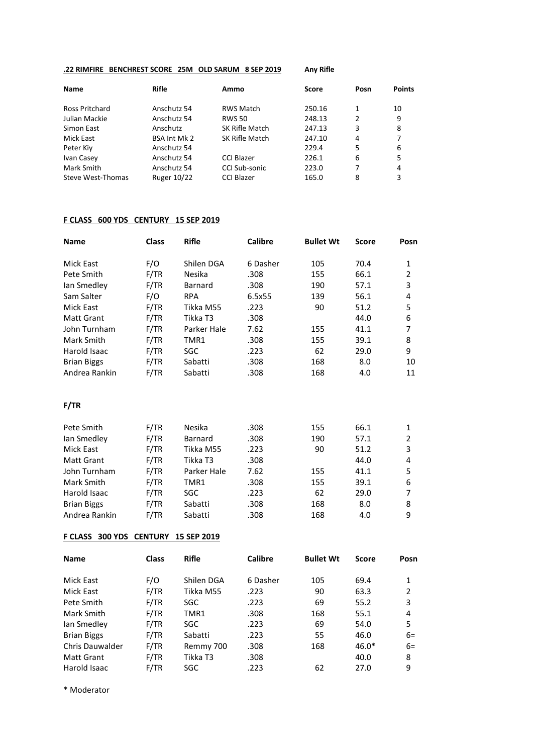**.22 RIMFIRE BENCHREST SCORE 25M OLD SARUM 8 SEP 2019** **Any Rifle**

| Name | Rifle | Ammo | Score | Posn | Points |
|---|---|---|---|---|---|
| Ross Pritchard | Anschutz 54 | RWS Match | 250.16 | 1 | 10 |
| Julian Mackie | Anschutz 54 | RWS 50 | 248.13 | 2 | 9 |
| Simon East | Anschutz | SK Rifle Match | 247.13 | 3 | 8 |
| Mick East | BSA Int Mk 2 | SK Rifle Match | 247.10 | 4 | 7 |
| Peter Kiy | Anschutz 54 | | 229.4 | 5 | 6 |
| Ivan Casey | Anschutz 54 | CCI Blazer | 226.1 | 6 | 5 |
| Mark Smith | Anschutz 54 | CCI Sub-sonic | 223.0 | 7 | 4 |
| Steve West-Thomas | Ruger 10/22 | CCI Blazer | 165.0 | 8 | 3 |

**F CLASS 600 YDS CENTURY 15 SEP 2019**

| Name | Class | Rifle | Calibre | Bullet Wt | Score | Posn |
|---|---|---|---|---|---|---|
| Mick East | F/O | Shilen DGA | 6 Dasher | 105 | 70.4 | 1 |
| Pete Smith | F/TR | Nesika | .308 | 155 | 66.1 | 2 |
| Ian Smedley | F/TR | Barnard | .308 | 190 | 57.1 | 3 |
| Sam Salter | F/O | RPA | 6.5x55 | 139 | 56.1 | 4 |
| Mick East | F/TR | Tikka M55 | .223 | 90 | 51.2 | 5 |
| Matt Grant | F/TR | Tikka T3 | .308 | | 44.0 | 6 |
| John Turnham | F/TR | Parker Hale | 7.62 | 155 | 41.1 | 7 |
| Mark Smith | F/TR | TMR1 | .308 | 155 | 39.1 | 8 |
| Harold Isaac | F/TR | SGC | .223 | 62 | 29.0 | 9 |
| Brian Biggs | F/TR | Sabatti | .308 | 168 | 8.0 | 10 |
| Andrea Rankin | F/TR | Sabatti | .308 | 168 | 4.0 | 11 |

**F/TR**

| Name | Class | Rifle | Calibre | Bullet Wt | Score | Posn |
|---|---|---|---|---|---|---|
| Pete Smith | F/TR | Nesika | .308 | 155 | 66.1 | 1 |
| Ian Smedley | F/TR | Barnard | .308 | 190 | 57.1 | 2 |
| Mick East | F/TR | Tikka M55 | .223 | 90 | 51.2 | 3 |
| Matt Grant | F/TR | Tikka T3 | .308 | | 44.0 | 4 |
| John Turnham | F/TR | Parker Hale | 7.62 | 155 | 41.1 | 5 |
| Mark Smith | F/TR | TMR1 | .308 | 155 | 39.1 | 6 |
| Harold Isaac | F/TR | SGC | .223 | 62 | 29.0 | 7 |
| Brian Biggs | F/TR | Sabatti | .308 | 168 | 8.0 | 8 |
| Andrea Rankin | F/TR | Sabatti | .308 | 168 | 4.0 | 9 |

**F CLASS 300 YDS CENTURY 15 SEP 2019**

| Name | Class | Rifle | Calibre | Bullet Wt | Score | Posn |
|---|---|---|---|---|---|---|
| Mick East | F/O | Shilen DGA | 6 Dasher | 105 | 69.4 | 1 |
| Mick East | F/TR | Tikka M55 | .223 | 90 | 63.3 | 2 |
| Pete Smith | F/TR | SGC | .223 | 69 | 55.2 | 3 |
| Mark Smith | F/TR | TMR1 | .308 | 168 | 55.1 | 4 |
| Ian Smedley | F/TR | SGC | .223 | 69 | 54.0 | 5 |
| Brian Biggs | F/TR | Sabatti | .223 | 55 | 46.0 | 6= |
| Chris Dauwalder | F/TR | Remmy 700 | .308 | 168 | 46.0* | 6= |
| Matt Grant | F/TR | Tikka T3 | .308 | | 40.0 | 8 |
| Harold Isaac | F/TR | SGC | .223 | 62 | 27.0 | 9 |

\* Moderator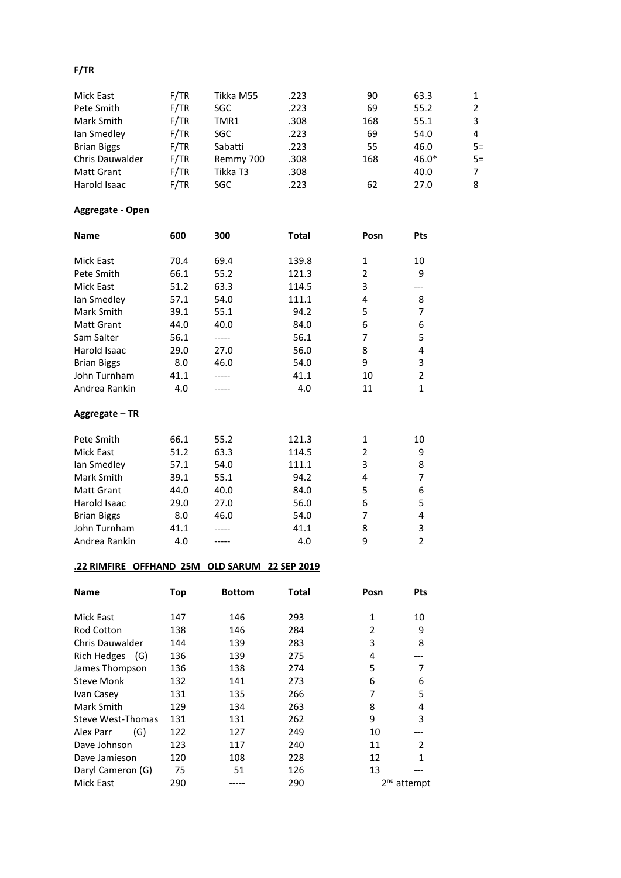**F/TR**

| | | | | | | |
|---|---|---|---|---|---|---|
| Mick East | F/TR | Tikka M55 | .223 | 90 | 63.3 | 1 |
| Pete Smith | F/TR | SGC | .223 | 69 | 55.2 | 2 |
| Mark Smith | F/TR | TMR1 | .308 | 168 | 55.1 | 3 |
| Ian Smedley | F/TR | SGC | .223 | 69 | 54.0 | 4 |
| Brian Biggs | F/TR | Sabatti | .223 | 55 | 46.0 | 5= |
| Chris Dauwalder | F/TR | Remmy 700 | .308 | 168 | 46.0* | 5= |
| Matt Grant | F/TR | Tikka T3 | .308 | | 40.0 | 7 |
| Harold Isaac | F/TR | SGC | .223 | 62 | 27.0 | 8 |

**Aggregate - Open**

| Name | 600 | 300 | Total | Posn | Pts |
|---|---|---|---|---|---|
| Mick East | 70.4 | 69.4 | 139.8 | 1 | 10 |
| Pete Smith | 66.1 | 55.2 | 121.3 | 2 | 9 |
| Mick East | 51.2 | 63.3 | 114.5 | 3 | --- |
| Ian Smedley | 57.1 | 54.0 | 111.1 | 4 | 8 |
| Mark Smith | 39.1 | 55.1 | 94.2 | 5 | 7 |
| Matt Grant | 44.0 | 40.0 | 84.0 | 6 | 6 |
| Sam Salter | 56.1 | ----- | 56.1 | 7 | 5 |
| Harold Isaac | 29.0 | 27.0 | 56.0 | 8 | 4 |
| Brian Biggs | 8.0 | 46.0 | 54.0 | 9 | 3 |
| John Turnham | 41.1 | ----- | 41.1 | 10 | 2 |
| Andrea Rankin | 4.0 | ----- | 4.0 | 11 | 1 |

**Aggregate – TR**

| | | | | | |
|---|---|---|---|---|---|
| Pete Smith | 66.1 | 55.2 | 121.3 | 1 | 10 |
| Mick East | 51.2 | 63.3 | 114.5 | 2 | 9 |
| Ian Smedley | 57.1 | 54.0 | 111.1 | 3 | 8 |
| Mark Smith | 39.1 | 55.1 | 94.2 | 4 | 7 |
| Matt Grant | 44.0 | 40.0 | 84.0 | 5 | 6 |
| Harold Isaac | 29.0 | 27.0 | 56.0 | 6 | 5 |
| Brian Biggs | 8.0 | 46.0 | 54.0 | 7 | 4 |
| John Turnham | 41.1 | ----- | 41.1 | 8 | 3 |
| Andrea Rankin | 4.0 | ----- | 4.0 | 9 | 2 |

**.22 RIMFIRE OFFHAND 25M OLD SARUM 22 SEP 2019**

| Name | Top | Bottom | Total | Posn | Pts |
|---|---|---|---|---|---|
| Mick East | 147 | 146 | 293 | 1 | 10 |
| Rod Cotton | 138 | 146 | 284 | 2 | 9 |
| Chris Dauwalder | 144 | 139 | 283 | 3 | 8 |
| Rich Hedges (G) | 136 | 139 | 275 | 4 | --- |
| James Thompson | 136 | 138 | 274 | 5 | 7 |
| Steve Monk | 132 | 141 | 273 | 6 | 6 |
| Ivan Casey | 131 | 135 | 266 | 7 | 5 |
| Mark Smith | 129 | 134 | 263 | 8 | 4 |
| Steve West-Thomas | 131 | 131 | 262 | 9 | 3 |
| Alex Parr (G) | 122 | 127 | 249 | 10 | --- |
| Dave Johnson | 123 | 117 | 240 | 11 | 2 |
| Dave Jamieson | 120 | 108 | 228 | 12 | 1 |
| Daryl Cameron (G) | 75 | 51 | 126 | 13 | --- |
| Mick East | 290 | ----- | 290 | 2nd attempt | |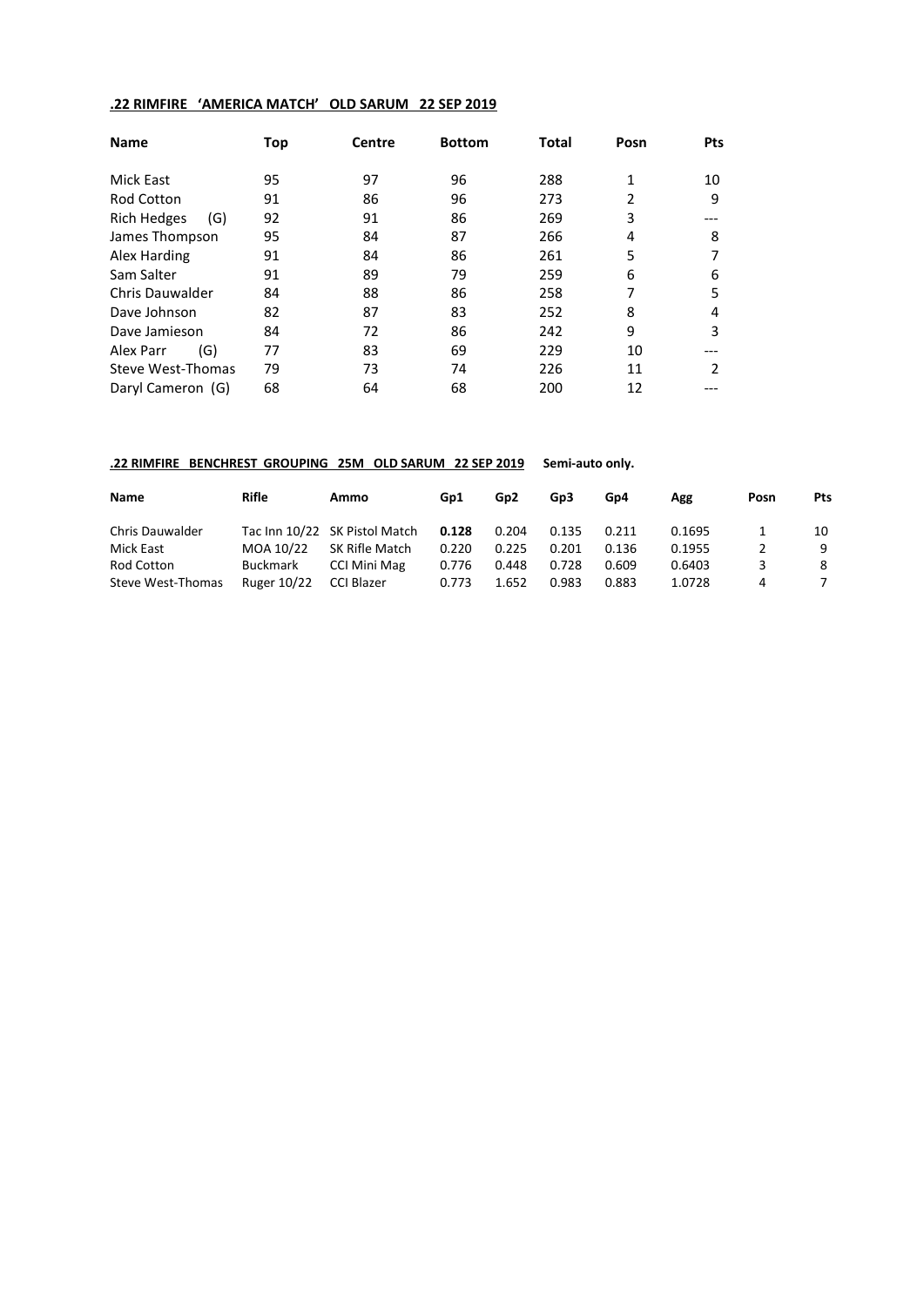**.22 RIMFIRE 'AMERICA MATCH' OLD SARUM 22 SEP 2019**

| Name | Top | Centre | Bottom | Total | Posn | Pts |
|---|---|---|---|---|---|---|
| Mick East | 95 | 97 | 96 | 288 | 1 | 10 |
| Rod Cotton | 91 | 86 | 96 | 273 | 2 | 9 |
| Rich Hedges (G) | 92 | 91 | 86 | 269 | 3 | --- |
| James Thompson | 95 | 84 | 87 | 266 | 4 | 8 |
| Alex Harding | 91 | 84 | 86 | 261 | 5 | 7 |
| Sam Salter | 91 | 89 | 79 | 259 | 6 | 6 |
| Chris Dauwalder | 84 | 88 | 86 | 258 | 7 | 5 |
| Dave Johnson | 82 | 87 | 83 | 252 | 8 | 4 |
| Dave Jamieson | 84 | 72 | 86 | 242 | 9 | 3 |
| Alex Parr (G) | 77 | 83 | 69 | 229 | 10 | --- |
| Steve West-Thomas | 79 | 73 | 74 | 226 | 11 | 2 |
| Daryl Cameron (G) | 68 | 64 | 68 | 200 | 12 | --- |

**.22 RIMFIRE BENCHREST GROUPING 25M OLD SARUM 22 SEP 2019** **Semi-auto only.**

| Name | Rifle | Ammo | Gp1 | Gp2 | Gp3 | Gp4 | Agg | Posn | Pts |
|---|---|---|---|---|---|---|---|---|---|
| Chris Dauwalder | Tac Inn 10/22 | SK Pistol Match | **0.128** | 0.204 | 0.135 | 0.211 | 0.1695 | 1 | 10 |
| Mick East | MOA 10/22 | SK Rifle Match | 0.220 | 0.225 | 0.201 | 0.136 | 0.1955 | 2 | 9 |
| Rod Cotton | Buckmark | CCI Mini Mag | 0.776 | 0.448 | 0.728 | 0.609 | 0.6403 | 3 | 8 |
| Steve West-Thomas | Ruger 10/22 | CCI Blazer | 0.773 | 1.652 | 0.983 | 0.883 | 1.0728 | 4 | 7 |